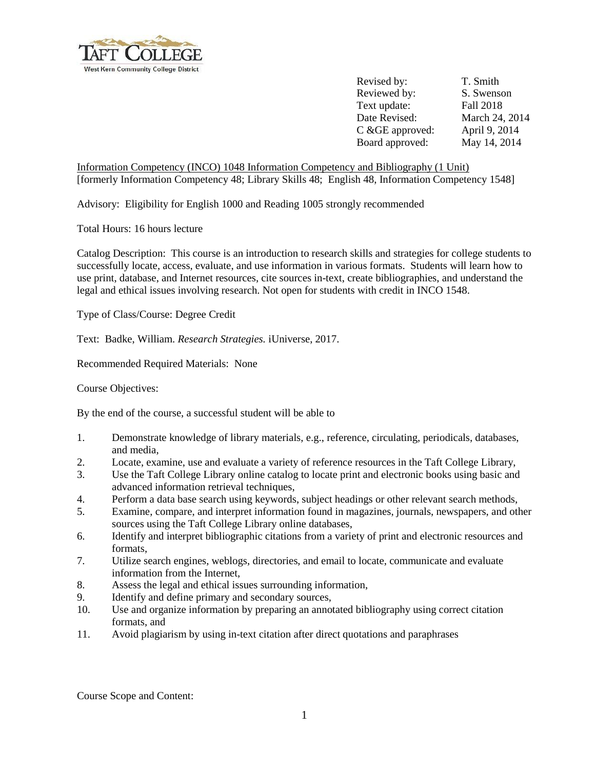Taft College
West Kern Community College District

| | |
|---|---|
| Revised by: | T. Smith |
| Reviewed by: | S. Swenson |
| Text update: | Fall 2018 |
| Date Revised: | March 24, 2014 |
| C &GE approved: | April 9, 2014 |
| Board approved: | May 14, 2014 |

Information Competency (INCO) 1048 Information Competency and Bibliography (1 Unit)
[formerly Information Competency 48; Library Skills 48; English 48, Information Competency 1548]

Advisory: Eligibility for English 1000 and Reading 1005 strongly recommended

Total Hours: 16 hours lecture

Catalog Description: This course is an introduction to research skills and strategies for college students to successfully locate, access, evaluate, and use information in various formats. Students will learn how to use print, database, and Internet resources, cite sources in-text, create bibliographies, and understand the legal and ethical issues involving research. Not open for students with credit in INCO 1548.

Type of Class/Course: Degree Credit

Text: Badke, William. *Research Strategies.* iUniverse, 2017.

Recommended Required Materials: None

Course Objectives:

By the end of the course, a successful student will be able to

1. Demonstrate knowledge of library materials, e.g., reference, circulating, periodicals, databases, and media,
2. Locate, examine, use and evaluate a variety of reference resources in the Taft College Library,
3. Use the Taft College Library online catalog to locate print and electronic books using basic and advanced information retrieval techniques,
4. Perform a data base search using keywords, subject headings or other relevant search methods,
5. Examine, compare, and interpret information found in magazines, journals, newspapers, and other sources using the Taft College Library online databases,
6. Identify and interpret bibliographic citations from a variety of print and electronic resources and formats,
7. Utilize search engines, weblogs, directories, and email to locate, communicate and evaluate information from the Internet,
8. Assess the legal and ethical issues surrounding information,
9. Identify and define primary and secondary sources,
10. Use and organize information by preparing an annotated bibliography using correct citation formats, and
11. Avoid plagiarism by using in-text citation after direct quotations and paraphrases

Course Scope and Content: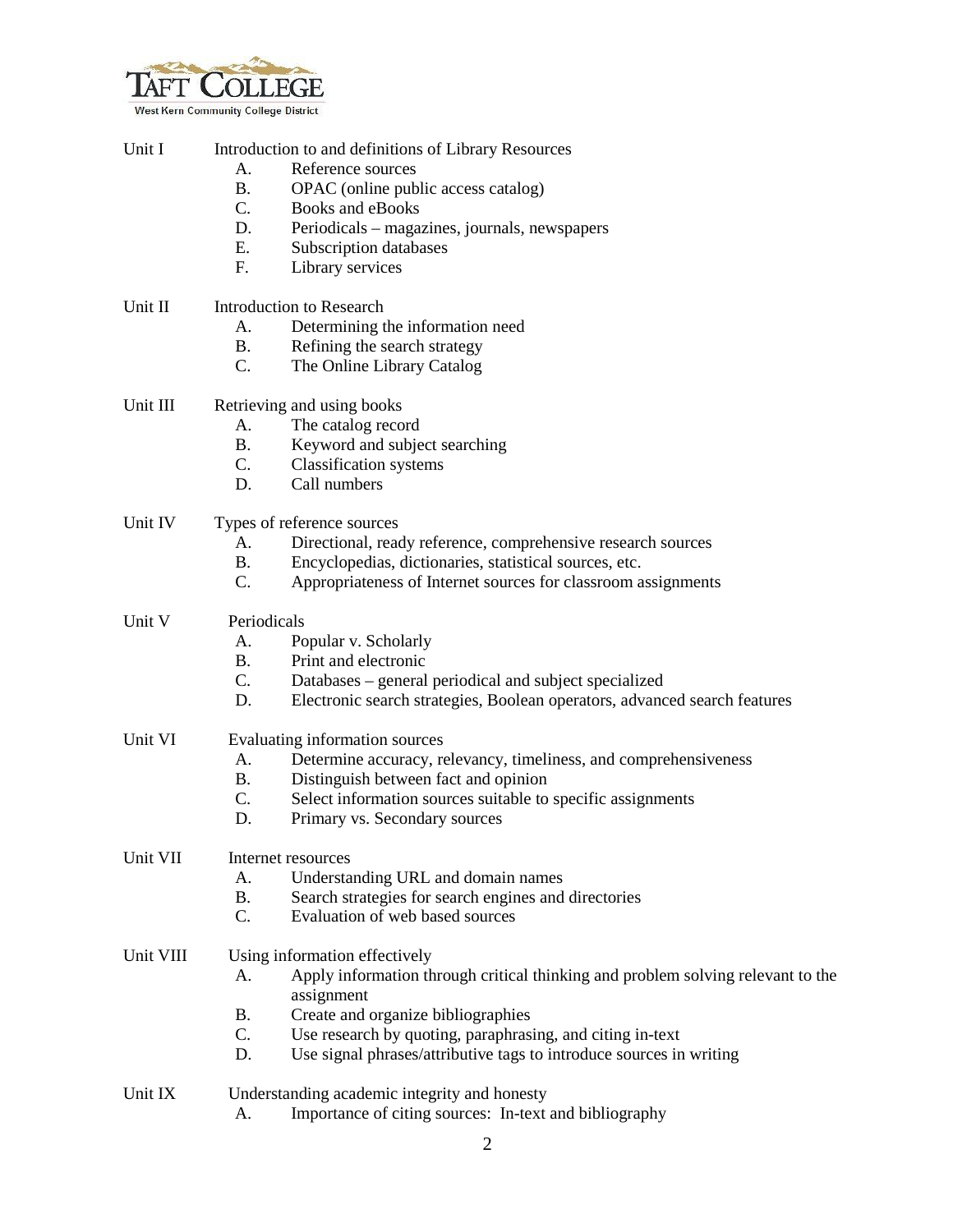Unit I Introduction to and definitions of Library Resources

- A. Reference sources
- B. OPAC (online public access catalog)
- C. Books and eBooks
- D. Periodicals – magazines, journals, newspapers
- E. Subscription databases
- F. Library services

Unit II Introduction to Research

- A. Determining the information need
- B. Refining the search strategy
- C. The Online Library Catalog

Unit III Retrieving and using books

- A. The catalog record
- B. Keyword and subject searching
- C. Classification systems
- D. Call numbers

Unit IV Types of reference sources

- A. Directional, ready reference, comprehensive research sources
- B. Encyclopedias, dictionaries, statistical sources, etc.
- C. Appropriateness of Internet sources for classroom assignments

Unit V Periodicals

- A. Popular v. Scholarly
- B. Print and electronic
- C. Databases – general periodical and subject specialized
- D. Electronic search strategies, Boolean operators, advanced search features

Unit VI Evaluating information sources

- A. Determine accuracy, relevancy, timeliness, and comprehensiveness
- B. Distinguish between fact and opinion
- C. Select information sources suitable to specific assignments
- D. Primary vs. Secondary sources

Unit VII Internet resources

- A. Understanding URL and domain names
- B. Search strategies for search engines and directories
- C. Evaluation of web based sources

Unit VIII Using information effectively

- A. Apply information through critical thinking and problem solving relevant to the assignment
- B. Create and organize bibliographies
- C. Use research by quoting, paraphrasing, and citing in-text
- D. Use signal phrases/attributive tags to introduce sources in writing

Unit IX Understanding academic integrity and honesty

- A. Importance of citing sources: In-text and bibliography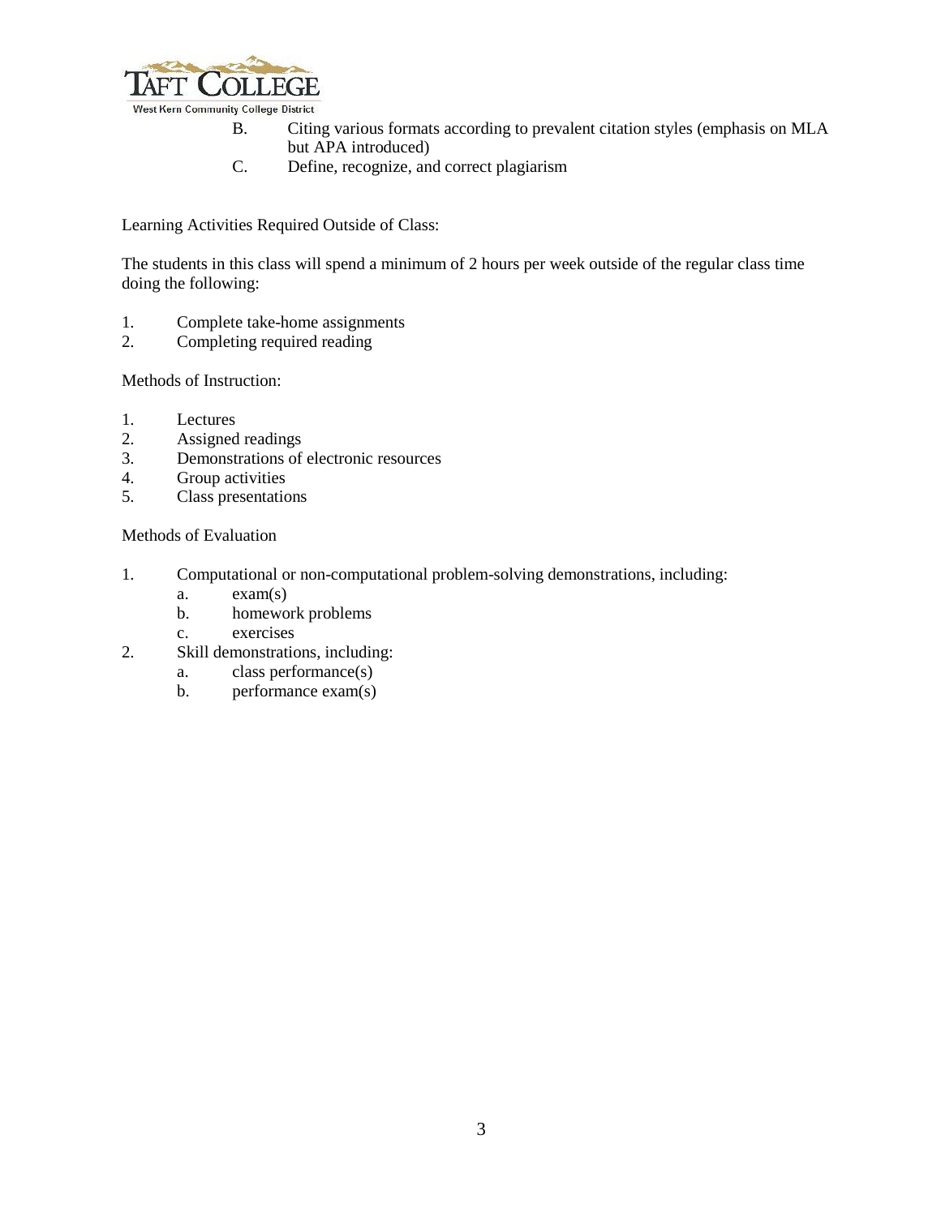B. Citing various formats according to prevalent citation styles (emphasis on MLA but APA introduced)

C. Define, recognize, and correct plagiarism

Learning Activities Required Outside of Class:

The students in this class will spend a minimum of 2 hours per week outside of the regular class time doing the following:

1. Complete take-home assignments
2. Completing required reading

Methods of Instruction:

1. Lectures
2. Assigned readings
3. Demonstrations of electronic resources
4. Group activities
5. Class presentations

Methods of Evaluation

1. Computational or non-computational problem-solving demonstrations, including:
   a. exam(s)
   b. homework problems
   c. exercises
2. Skill demonstrations, including:
   a. class performance(s)
   b. performance exam(s)